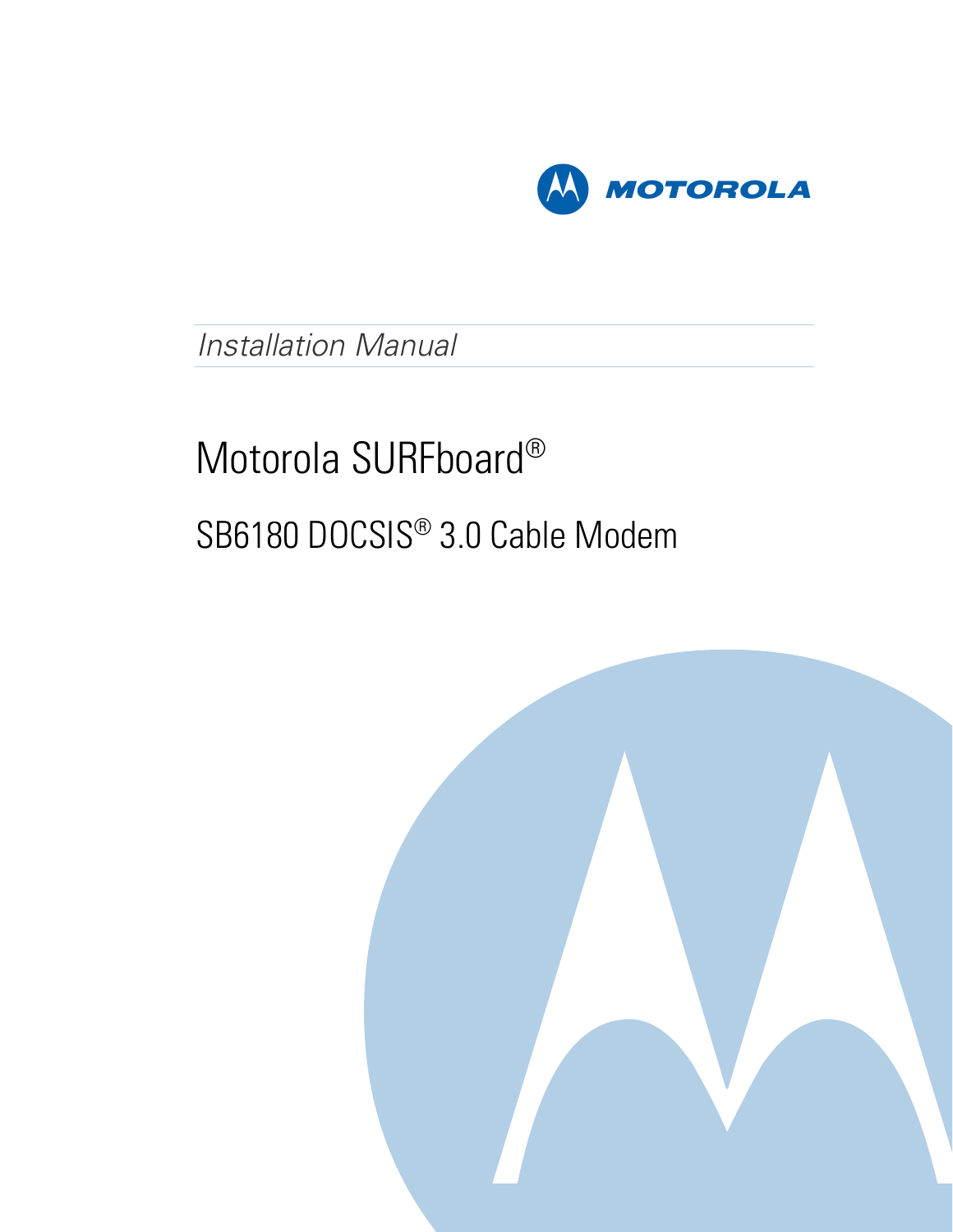MOTOROLA

*Installation Manual*

# Motorola SURFboard®

## SB6180 DOCSIS® 3.0 Cable Modem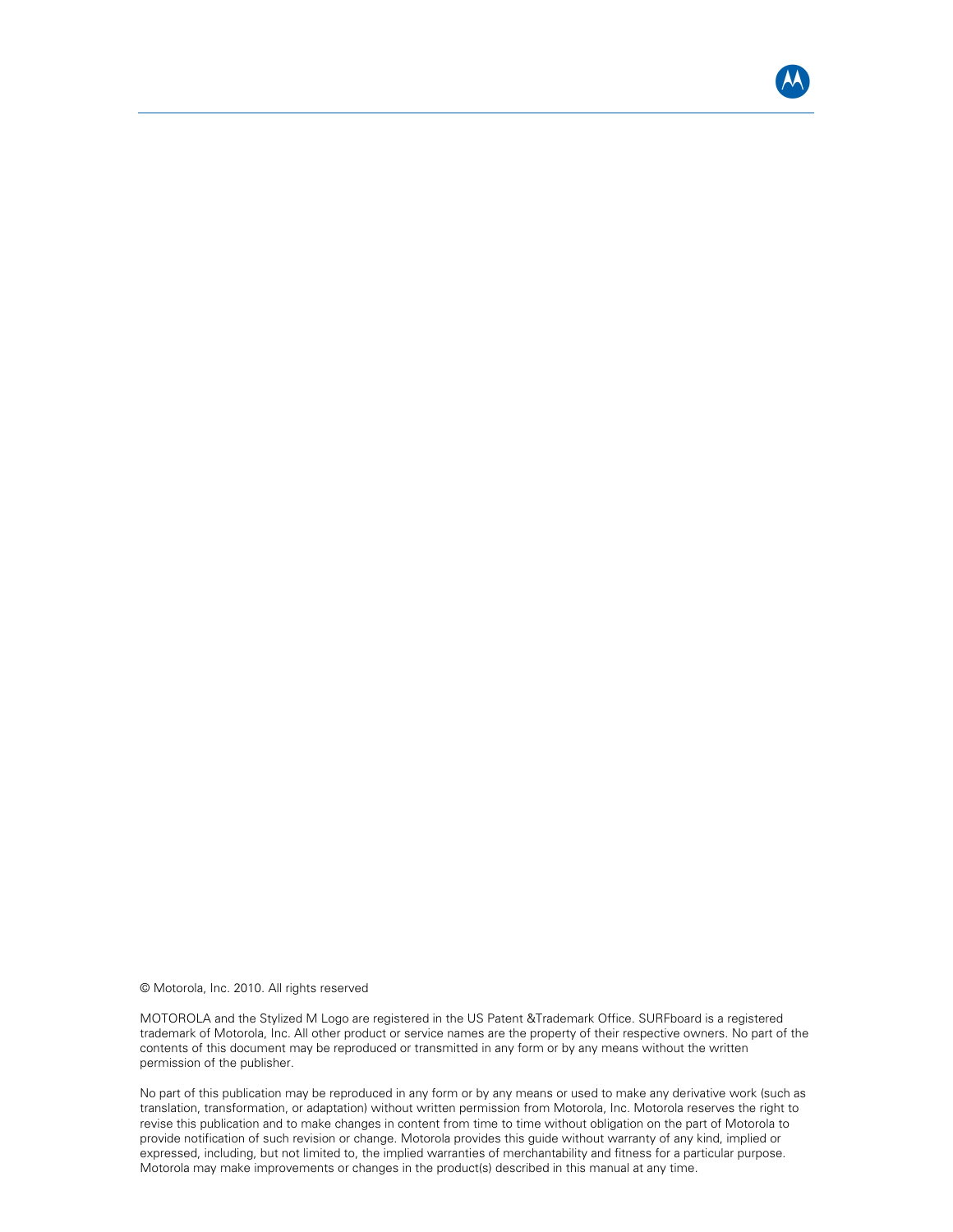© Motorola, Inc. 2010. All rights reserved

MOTOROLA and the Stylized M Logo are registered in the US Patent &Trademark Office. SURFboard is a registered trademark of Motorola, Inc. All other product or service names are the property of their respective owners. No part of the contents of this document may be reproduced or transmitted in any form or by any means without the written permission of the publisher.

No part of this publication may be reproduced in any form or by any means or used to make any derivative work (such as translation, transformation, or adaptation) without written permission from Motorola, Inc. Motorola reserves the right to revise this publication and to make changes in content from time to time without obligation on the part of Motorola to provide notification of such revision or change. Motorola provides this guide without warranty of any kind, implied or expressed, including, but not limited to, the implied warranties of merchantability and fitness for a particular purpose. Motorola may make improvements or changes in the product(s) described in this manual at any time.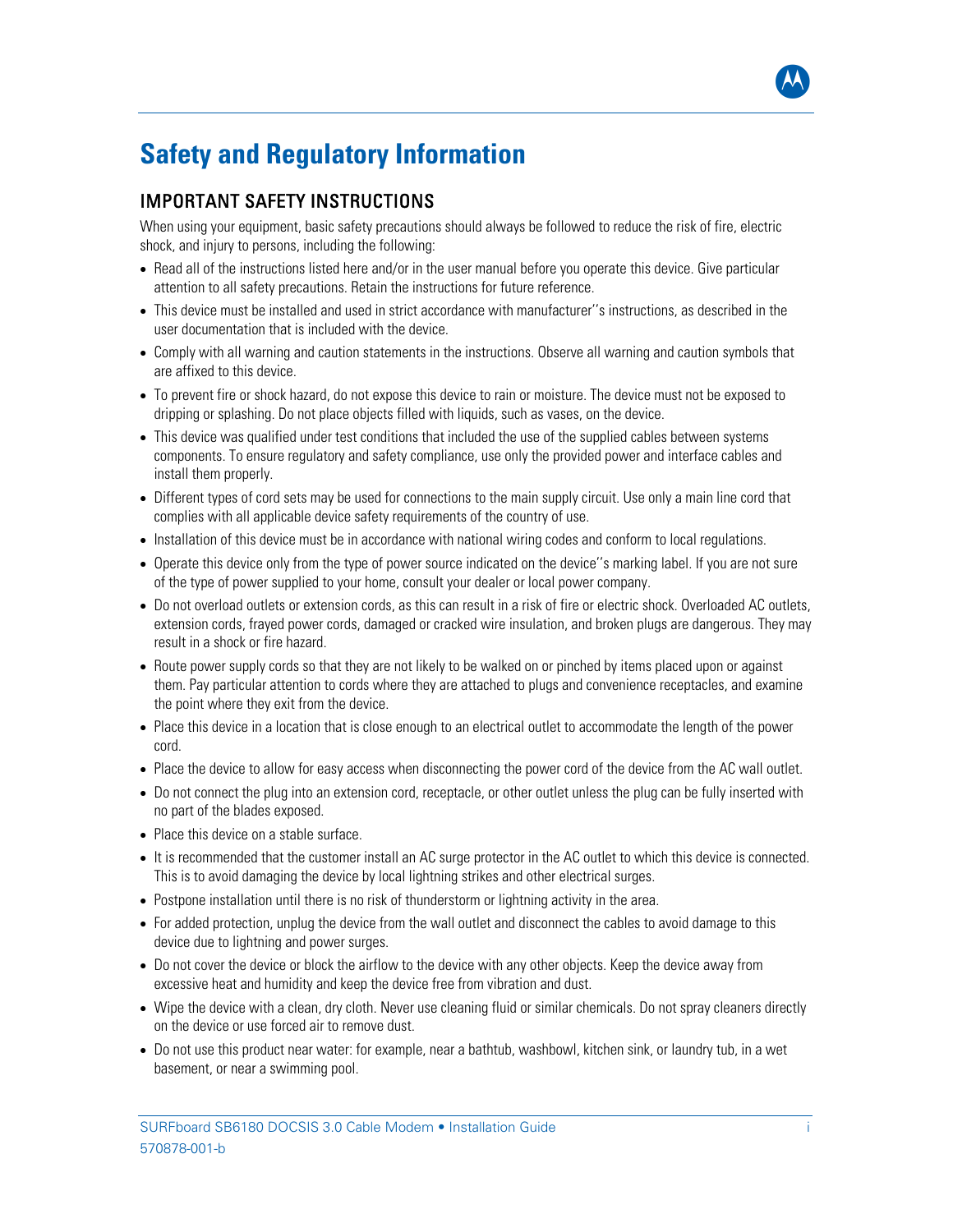# Safety and Regulatory Information

## IMPORTANT SAFETY INSTRUCTIONS

When using your equipment, basic safety precautions should always be followed to reduce the risk of fire, electric shock, and injury to persons, including the following:

- Read all of the instructions listed here and/or in the user manual before you operate this device. Give particular attention to all safety precautions. Retain the instructions for future reference.
- This device must be installed and used in strict accordance with manufacturer''s instructions, as described in the user documentation that is included with the device.
- Comply with all warning and caution statements in the instructions. Observe all warning and caution symbols that are affixed to this device.
- To prevent fire or shock hazard, do not expose this device to rain or moisture. The device must not be exposed to dripping or splashing. Do not place objects filled with liquids, such as vases, on the device.
- This device was qualified under test conditions that included the use of the supplied cables between systems components. To ensure regulatory and safety compliance, use only the provided power and interface cables and install them properly.
- Different types of cord sets may be used for connections to the main supply circuit. Use only a main line cord that complies with all applicable device safety requirements of the country of use.
- Installation of this device must be in accordance with national wiring codes and conform to local regulations.
- Operate this device only from the type of power source indicated on the device''s marking label. If you are not sure of the type of power supplied to your home, consult your dealer or local power company.
- Do not overload outlets or extension cords, as this can result in a risk of fire or electric shock. Overloaded AC outlets, extension cords, frayed power cords, damaged or cracked wire insulation, and broken plugs are dangerous. They may result in a shock or fire hazard.
- Route power supply cords so that they are not likely to be walked on or pinched by items placed upon or against them. Pay particular attention to cords where they are attached to plugs and convenience receptacles, and examine the point where they exit from the device.
- Place this device in a location that is close enough to an electrical outlet to accommodate the length of the power cord.
- Place the device to allow for easy access when disconnecting the power cord of the device from the AC wall outlet.
- Do not connect the plug into an extension cord, receptacle, or other outlet unless the plug can be fully inserted with no part of the blades exposed.
- Place this device on a stable surface.
- It is recommended that the customer install an AC surge protector in the AC outlet to which this device is connected. This is to avoid damaging the device by local lightning strikes and other electrical surges.
- Postpone installation until there is no risk of thunderstorm or lightning activity in the area.
- For added protection, unplug the device from the wall outlet and disconnect the cables to avoid damage to this device due to lightning and power surges.
- Do not cover the device or block the airflow to the device with any other objects. Keep the device away from excessive heat and humidity and keep the device free from vibration and dust.
- Wipe the device with a clean, dry cloth. Never use cleaning fluid or similar chemicals. Do not spray cleaners directly on the device or use forced air to remove dust.
- Do not use this product near water: for example, near a bathtub, washbowl, kitchen sink, or laundry tub, in a wet basement, or near a swimming pool.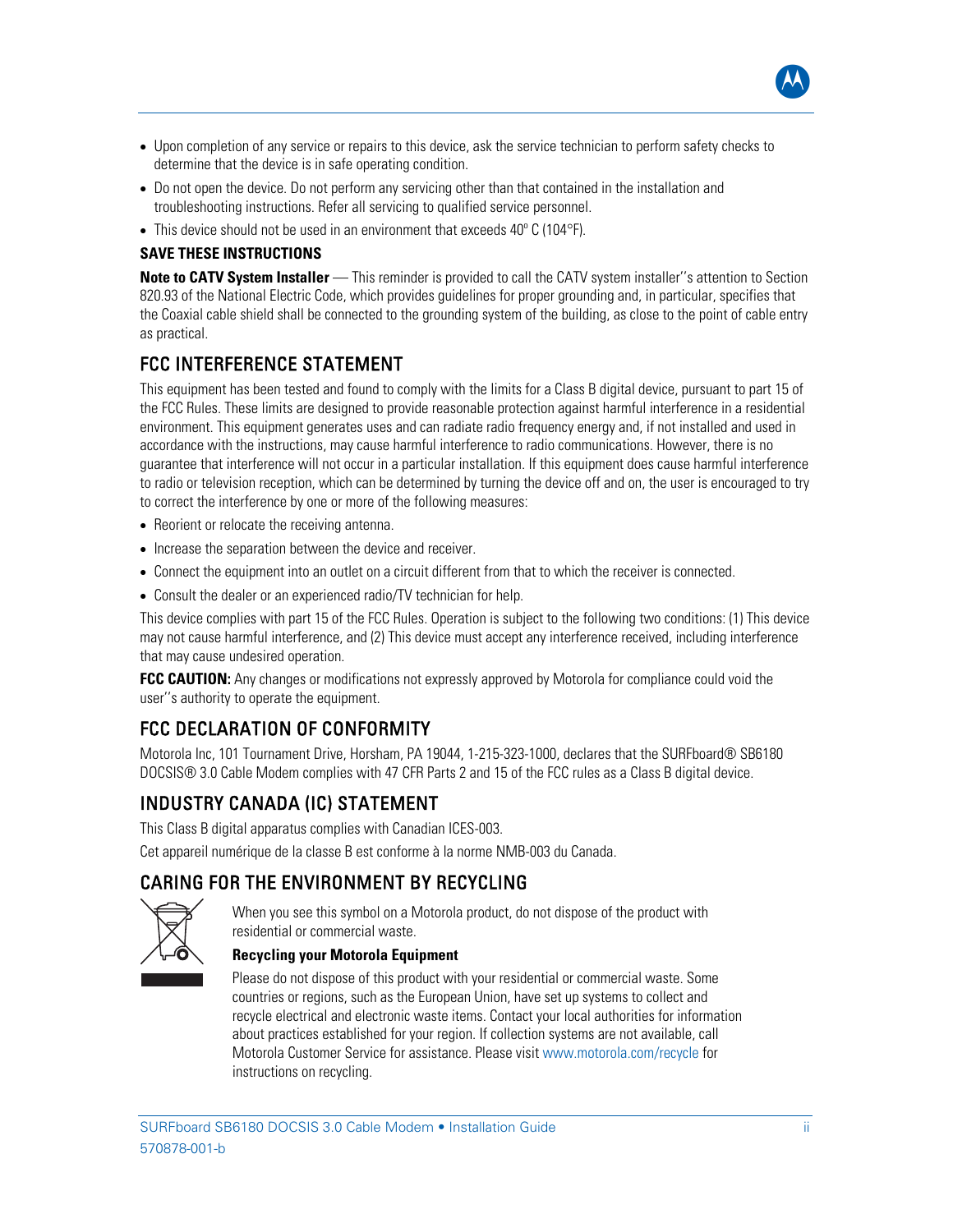- Upon completion of any service or repairs to this device, ask the service technician to perform safety checks to determine that the device is in safe operating condition.
- Do not open the device. Do not perform any servicing other than that contained in the installation and troubleshooting instructions. Refer all servicing to qualified service personnel.
- This device should not be used in an environment that exceeds 40º C (104°F).

**SAVE THESE INSTRUCTIONS**

**Note to CATV System Installer** — This reminder is provided to call the CATV system installer''s attention to Section 820.93 of the National Electric Code, which provides guidelines for proper grounding and, in particular, specifies that the Coaxial cable shield shall be connected to the grounding system of the building, as close to the point of cable entry as practical.

## FCC INTERFERENCE STATEMENT

This equipment has been tested and found to comply with the limits for a Class B digital device, pursuant to part 15 of the FCC Rules. These limits are designed to provide reasonable protection against harmful interference in a residential environment. This equipment generates uses and can radiate radio frequency energy and, if not installed and used in accordance with the instructions, may cause harmful interference to radio communications. However, there is no guarantee that interference will not occur in a particular installation. If this equipment does cause harmful interference to radio or television reception, which can be determined by turning the device off and on, the user is encouraged to try to correct the interference by one or more of the following measures:

- Reorient or relocate the receiving antenna.
- Increase the separation between the device and receiver.
- Connect the equipment into an outlet on a circuit different from that to which the receiver is connected.
- Consult the dealer or an experienced radio/TV technician for help.

This device complies with part 15 of the FCC Rules. Operation is subject to the following two conditions: (1) This device may not cause harmful interference, and (2) This device must accept any interference received, including interference that may cause undesired operation.

**FCC CAUTION:** Any changes or modifications not expressly approved by Motorola for compliance could void the user''s authority to operate the equipment.

## FCC DECLARATION OF CONFORMITY

Motorola Inc, 101 Tournament Drive, Horsham, PA 19044, 1-215-323-1000, declares that the SURFboard® SB6180 DOCSIS® 3.0 Cable Modem complies with 47 CFR Parts 2 and 15 of the FCC rules as a Class B digital device.

## INDUSTRY CANADA (IC) STATEMENT

This Class B digital apparatus complies with Canadian ICES-003.

Cet appareil numérique de la classe B est conforme à la norme NMB-003 du Canada.

## CARING FOR THE ENVIRONMENT BY RECYCLING

When you see this symbol on a Motorola product, do not dispose of the product with residential or commercial waste.

**Recycling your Motorola Equipment**

Please do not dispose of this product with your residential or commercial waste. Some countries or regions, such as the European Union, have set up systems to collect and recycle electrical and electronic waste items. Contact your local authorities for information about practices established for your region. If collection systems are not available, call Motorola Customer Service for assistance. Please visit www.motorola.com/recycle for instructions on recycling.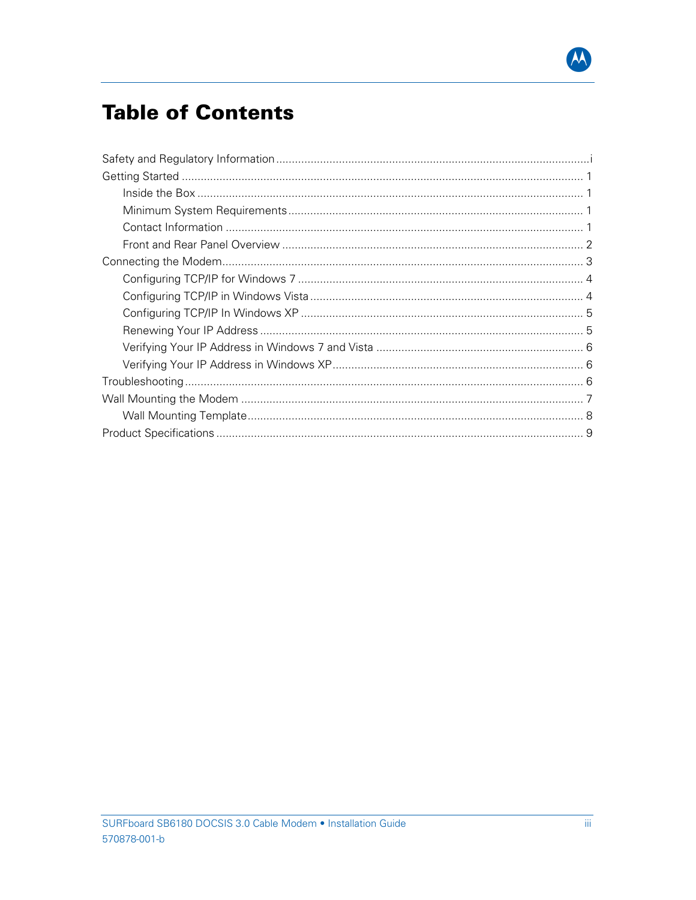# Table of Contents

- Safety and Regulatory Information ..... i
- Getting Started ..... 1
  - Inside the Box ..... 1
  - Minimum System Requirements ..... 1
  - Contact Information ..... 1
  - Front and Rear Panel Overview ..... 2
- Connecting the Modem ..... 3
  - Configuring TCP/IP for Windows 7 ..... 4
  - Configuring TCP/IP in Windows Vista ..... 4
  - Configuring TCP/IP In Windows XP ..... 5
  - Renewing Your IP Address ..... 5
  - Verifying Your IP Address in Windows 7 and Vista ..... 6
  - Verifying Your IP Address in Windows XP ..... 6
- Troubleshooting ..... 6
- Wall Mounting the Modem ..... 7
  - Wall Mounting Template ..... 8
- Product Specifications ..... 9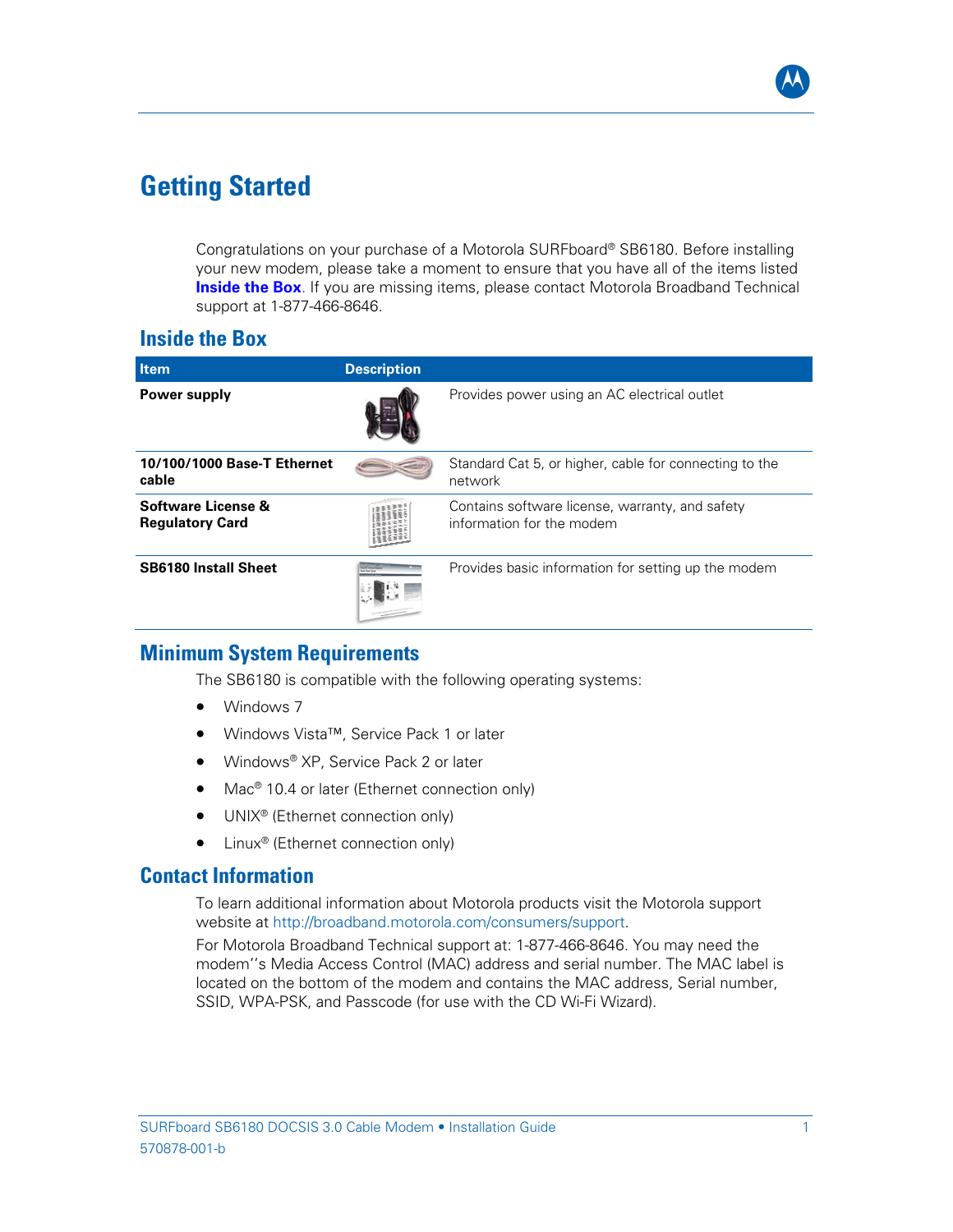# Getting Started

Congratulations on your purchase of a Motorola SURFboard® SB6180. Before installing your new modem, please take a moment to ensure that you have all of the items listed **Inside the Box**. If you are missing items, please contact Motorola Broadband Technical support at 1-877-466-8646.

## Inside the Box

| Item | Description |
|---|---|
| **Power supply** | Provides power using an AC electrical outlet |
| **10/100/1000 Base-T Ethernet cable** | Standard Cat 5, or higher, cable for connecting to the network |
| **Software License & Regulatory Card** | Contains software license, warranty, and safety information for the modem |
| **SB6180 Install Sheet** | Provides basic information for setting up the modem |

## Minimum System Requirements

The SB6180 is compatible with the following operating systems:

- Windows 7
- Windows Vista™, Service Pack 1 or later
- Windows® XP, Service Pack 2 or later
- Mac® 10.4 or later (Ethernet connection only)
- UNIX® (Ethernet connection only)
- Linux® (Ethernet connection only)

## Contact Information

To learn additional information about Motorola products visit the Motorola support website at http://broadband.motorola.com/consumers/support.

For Motorola Broadband Technical support at: 1-877-466-8646. You may need the modem''s Media Access Control (MAC) address and serial number. The MAC label is located on the bottom of the modem and contains the MAC address, Serial number, SSID, WPA-PSK, and Passcode (for use with the CD Wi-Fi Wizard).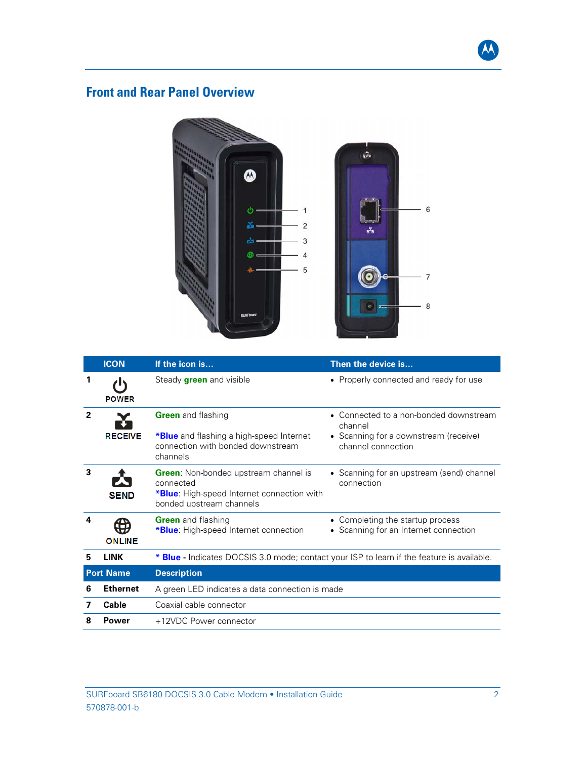## Front and Rear Panel Overview

| | ICON | If the icon is… | Then the device is… |
|---|---|---|---|
| 1 | POWER | Steady **green** and visible | • Properly connected and ready for use |
| 2 | RECEIVE | **Green** and flashing<br><br>***Blue** and flashing a high-speed Internet connection with bonded downstream channels | • Connected to a non-bonded downstream channel<br>• Scanning for a downstream (receive) channel connection |
| 3 | SEND | **Green**: Non-bonded upstream channel is connected<br>***Blue**: High-speed Internet connection with bonded upstream channels | • Scanning for an upstream (send) channel connection |
| 4 | ONLINE | **Green** and flashing<br>***Blue**: High-speed Internet connection | • Completing the startup process<br>• Scanning for an Internet connection |
| 5 | **LINK** | *** Blue -** Indicates DOCSIS 3.0 mode; contact your ISP to learn if the feature is available. | |

| | Port Name | Description |
|---|---|---|
| 6 | **Ethernet** | A green LED indicates a data connection is made |
| 7 | **Cable** | Coaxial cable connector |
| 8 | **Power** | +12VDC Power connector |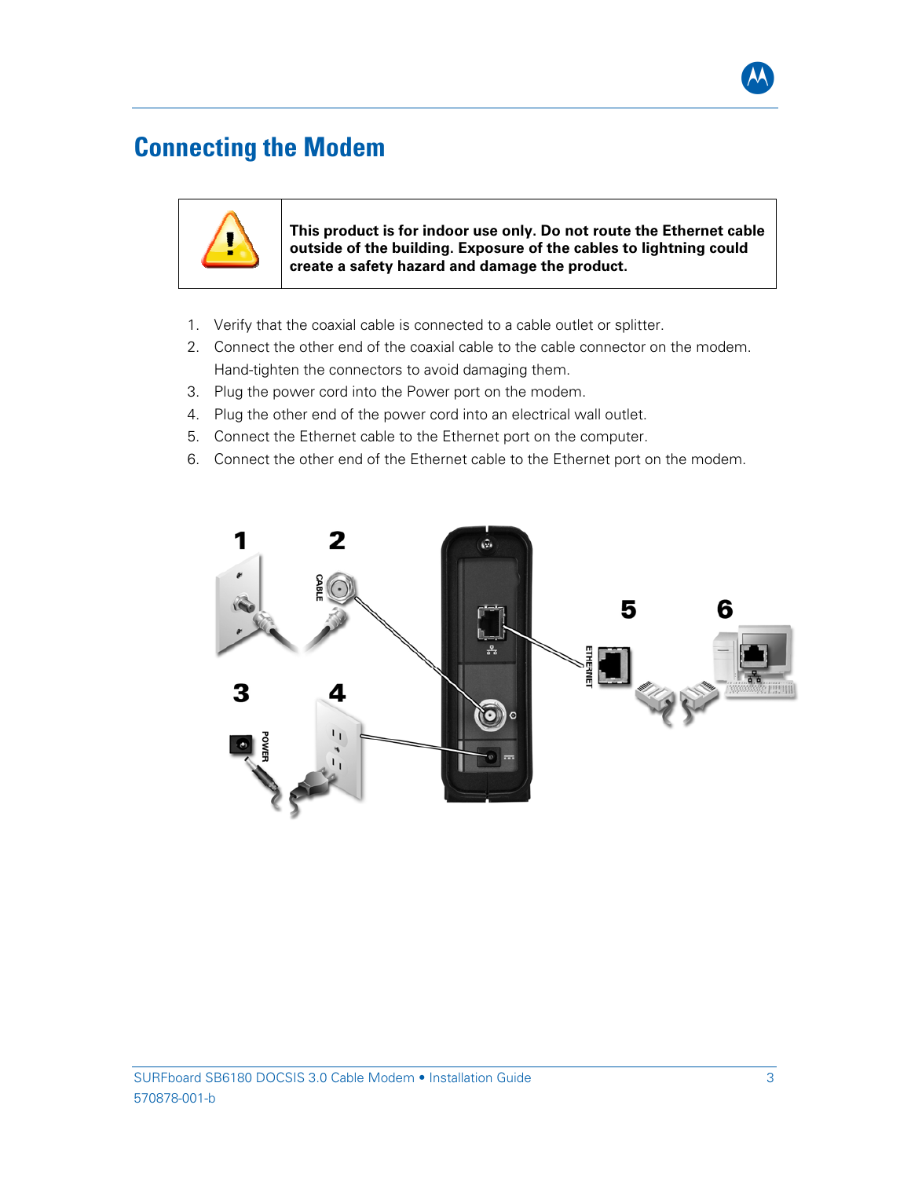# Connecting the Modem

**This product is for indoor use only. Do not route the Ethernet cable outside of the building. Exposure of the cables to lightning could create a safety hazard and damage the product.**

1. Verify that the coaxial cable is connected to a cable outlet or splitter.
2. Connect the other end of the coaxial cable to the cable connector on the modem. Hand-tighten the connectors to avoid damaging them.
3. Plug the power cord into the Power port on the modem.
4. Plug the other end of the power cord into an electrical wall outlet.
5. Connect the Ethernet cable to the Ethernet port on the computer.
6. Connect the other end of the Ethernet cable to the Ethernet port on the modem.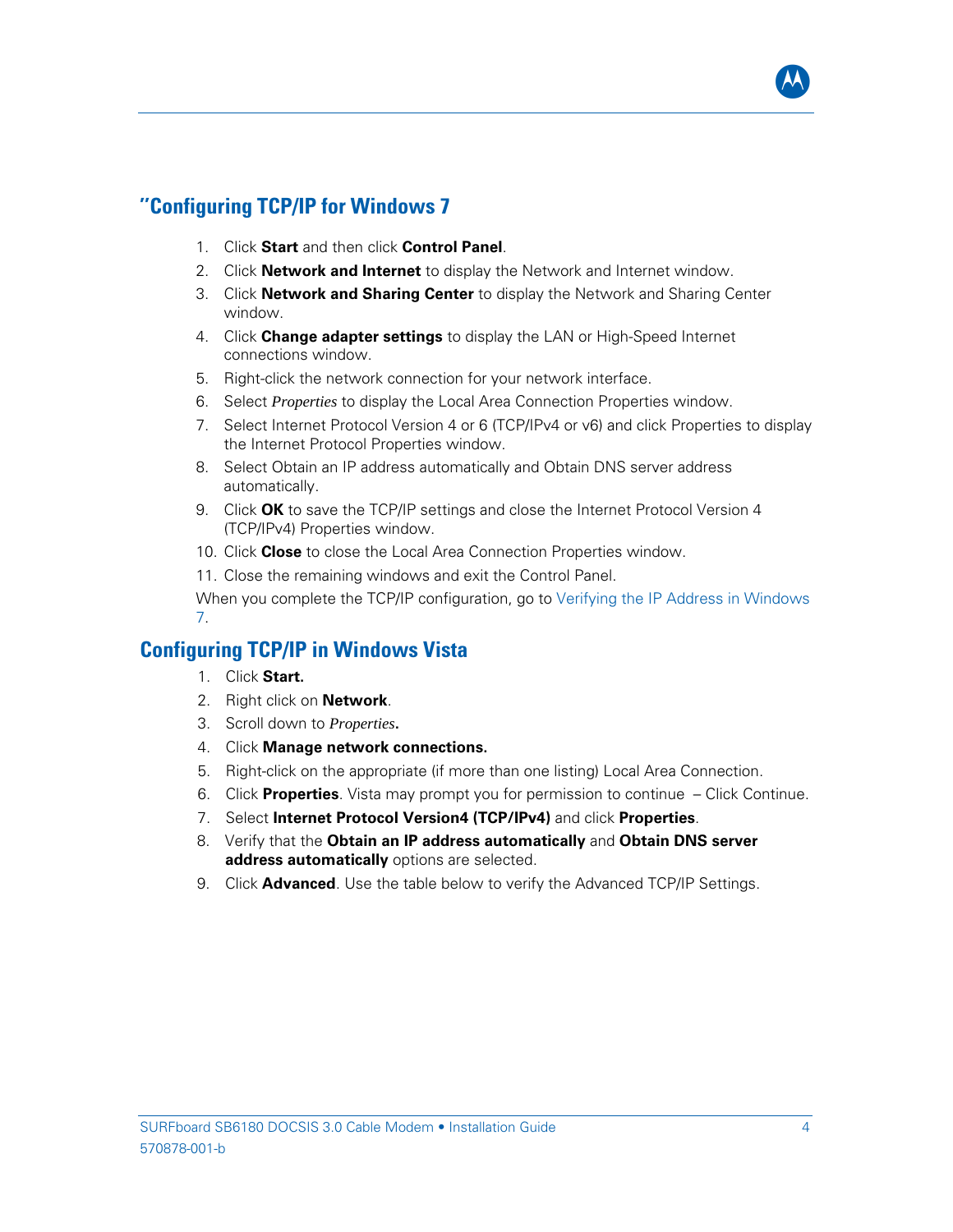## ''Configuring TCP/IP for Windows 7

1. Click **Start** and then click **Control Panel**.
2. Click **Network and Internet** to display the Network and Internet window.
3. Click **Network and Sharing Center** to display the Network and Sharing Center window.
4. Click **Change adapter settings** to display the LAN or High-Speed Internet connections window.
5. Right-click the network connection for your network interface.
6. Select *Properties* to display the Local Area Connection Properties window.
7. Select Internet Protocol Version 4 or 6 (TCP/IPv4 or v6) and click Properties to display the Internet Protocol Properties window.
8. Select Obtain an IP address automatically and Obtain DNS server address automatically.
9. Click **OK** to save the TCP/IP settings and close the Internet Protocol Version 4 (TCP/IPv4) Properties window.
10. Click **Close** to close the Local Area Connection Properties window.
11. Close the remaining windows and exit the Control Panel.

When you complete the TCP/IP configuration, go to Verifying the IP Address in Windows 7.

## Configuring TCP/IP in Windows Vista

1. Click **Start.**
2. Right click on **Network**.
3. Scroll down to ***Properties*.**
4. Click **Manage network connections.**
5. Right-click on the appropriate (if more than one listing) Local Area Connection.
6. Click **Properties**. Vista may prompt you for permission to continue – Click Continue.
7. Select **Internet Protocol Version4 (TCP/IPv4)** and click **Properties**.
8. Verify that the **Obtain an IP address automatically** and **Obtain DNS server address automatically** options are selected.
9. Click **Advanced**. Use the table below to verify the Advanced TCP/IP Settings.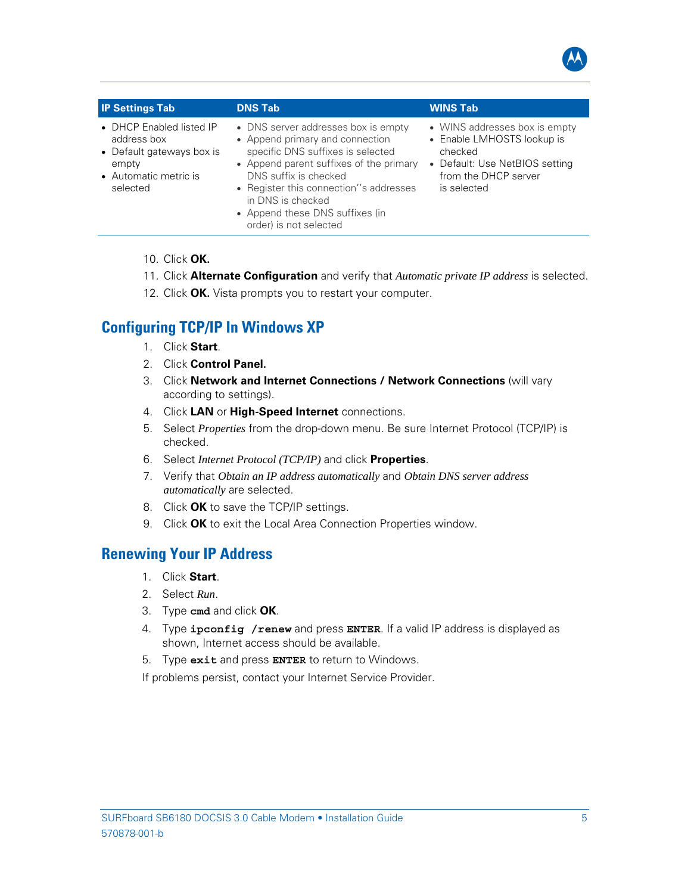| IP Settings Tab | DNS Tab | WINS Tab |
|---|---|---|
| • DHCP Enabled listed IP address box<br>• Default gateways box is empty<br>• Automatic metric is selected | • DNS server addresses box is empty<br>• Append primary and connection specific DNS suffixes is selected<br>• Append parent suffixes of the primary DNS suffix is checked<br>• Register this connection''s addresses in DNS is checked<br>• Append these DNS suffixes (in order) is not selected | • WINS addresses box is empty<br>• Enable LMHOSTS lookup is checked<br>• Default: Use NetBIOS setting from the DHCP server is selected |

10. Click **OK.**
11. Click **Alternate Configuration** and verify that *Automatic private IP address* is selected.
12. Click **OK.** Vista prompts you to restart your computer.

## Configuring TCP/IP In Windows XP

1. Click **Start**.
2. Click **Control Panel.**
3. Click **Network and Internet Connections / Network Connections** (will vary according to settings).
4. Click **LAN** or **High-Speed Internet** connections.
5. Select *Properties* from the drop-down menu. Be sure Internet Protocol (TCP/IP) is checked.
6. Select *Internet Protocol (TCP/IP)* and click **Properties**.
7. Verify that *Obtain an IP address automatically* and *Obtain DNS server address automatically* are selected.
8. Click **OK** to save the TCP/IP settings.
9. Click **OK** to exit the Local Area Connection Properties window.

## Renewing Your IP Address

1. Click **Start**.
2. Select *Run*.
3. Type **`cmd`** and click **OK**.
4. Type **`ipconfig /renew`** and press **`ENTER`**. If a valid IP address is displayed as shown, Internet access should be available.
5. Type **`exit`** and press **`ENTER`** to return to Windows.

If problems persist, contact your Internet Service Provider.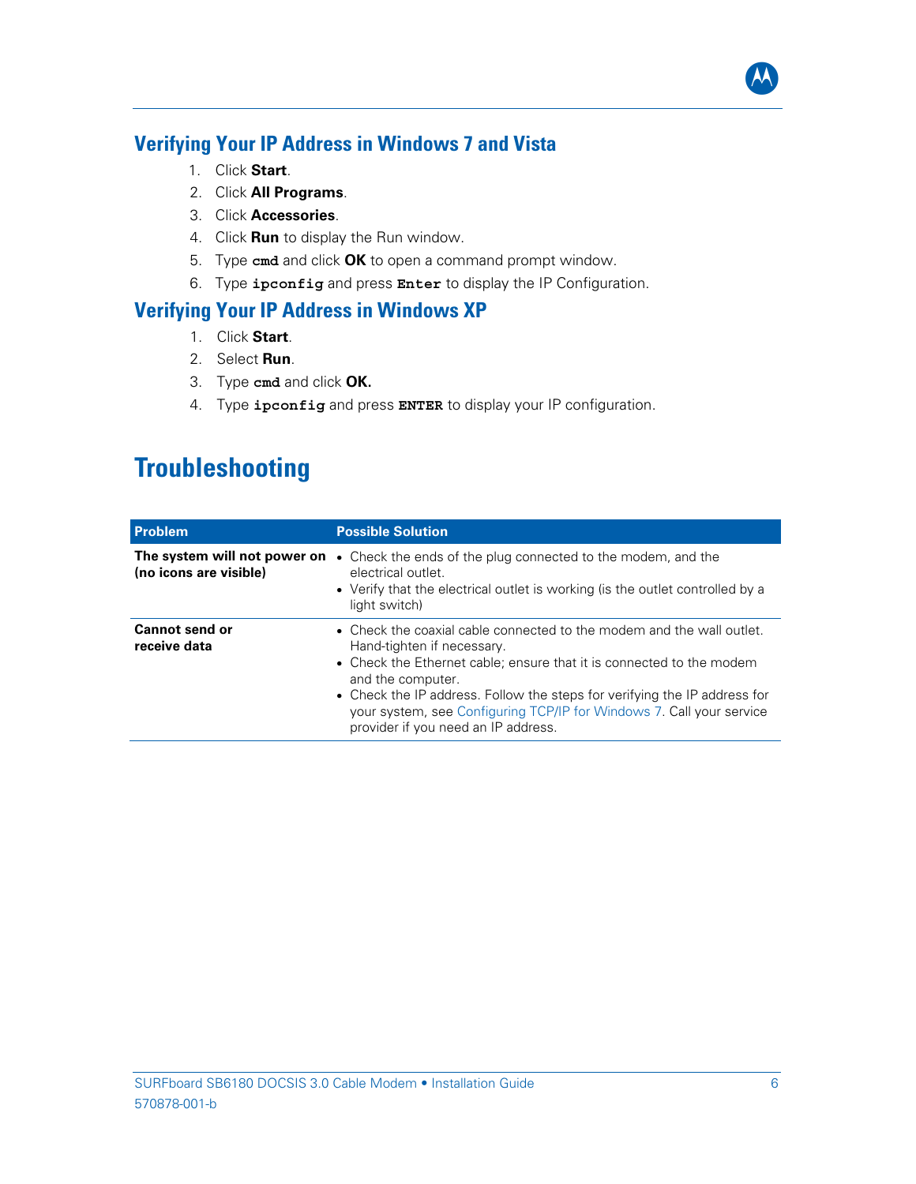## Verifying Your IP Address in Windows 7 and Vista

1. Click **Start**.
2. Click **All Programs**.
3. Click **Accessories**.
4. Click **Run** to display the Run window.
5. Type `cmd` and click **OK** to open a command prompt window.
6. Type `ipconfig` and press `Enter` to display the IP Configuration.

## Verifying Your IP Address in Windows XP

1. Click **Start**.
2. Select **Run**.
3. Type `cmd` and click **OK.**
4. Type `ipconfig` and press `ENTER` to display your IP configuration.

# Troubleshooting

| Problem | Possible Solution |
|---|---|
| **The system will not power on (no icons are visible)** | • Check the ends of the plug connected to the modem, and the electrical outlet.<br>• Verify that the electrical outlet is working (is the outlet controlled by a light switch) |
| **Cannot send or receive data** | • Check the coaxial cable connected to the modem and the wall outlet. Hand-tighten if necessary.<br>• Check the Ethernet cable; ensure that it is connected to the modem and the computer.<br>• Check the IP address. Follow the steps for verifying the IP address for your system, see Configuring TCP/IP for Windows 7. Call your service provider if you need an IP address. |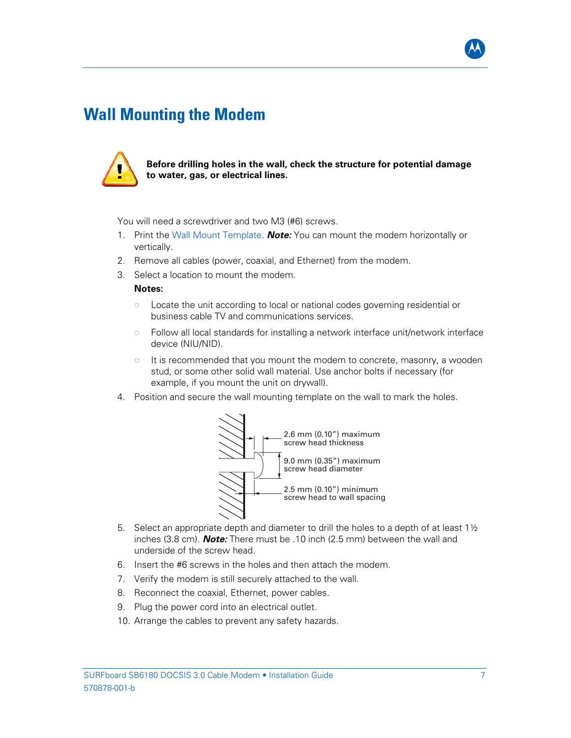# Wall Mounting the Modem

**Before drilling holes in the wall, check the structure for potential damage to water, gas, or electrical lines.**

You will need a screwdriver and two M3 (#6) screws.

1. Print the Wall Mount Template. ***Note:*** You can mount the modem horizontally or vertically.
2. Remove all cables (power, coaxial, and Ethernet) from the modem.
3. Select a location to mount the modem.

   **Notes:**

   - Locate the unit according to local or national codes governing residential or business cable TV and communications services.
   - Follow all local standards for installing a network interface unit/network interface device (NIU/NID).
   - It is recommended that you mount the modem to concrete, masonry, a wooden stud, or some other solid wall material. Use anchor bolts if necessary (for example, if you mount the unit on drywall).

4. Position and secure the wall mounting template on the wall to mark the holes.

   2.6 mm (0.10") maximum screw head thickness

   9.0 mm (0.35") maximum screw head diameter

   2.5 mm (0.10") minimum screw head to wall spacing

5. Select an appropriate depth and diameter to drill the holes to a depth of at least 1½ inches (3.8 cm). ***Note:*** There must be .10 inch (2.5 mm) between the wall and underside of the screw head.
6. Insert the #6 screws in the holes and then attach the modem.
7. Verify the modem is still securely attached to the wall.
8. Reconnect the coaxial, Ethernet, power cables.
9. Plug the power cord into an electrical outlet.
10. Arrange the cables to prevent any safety hazards.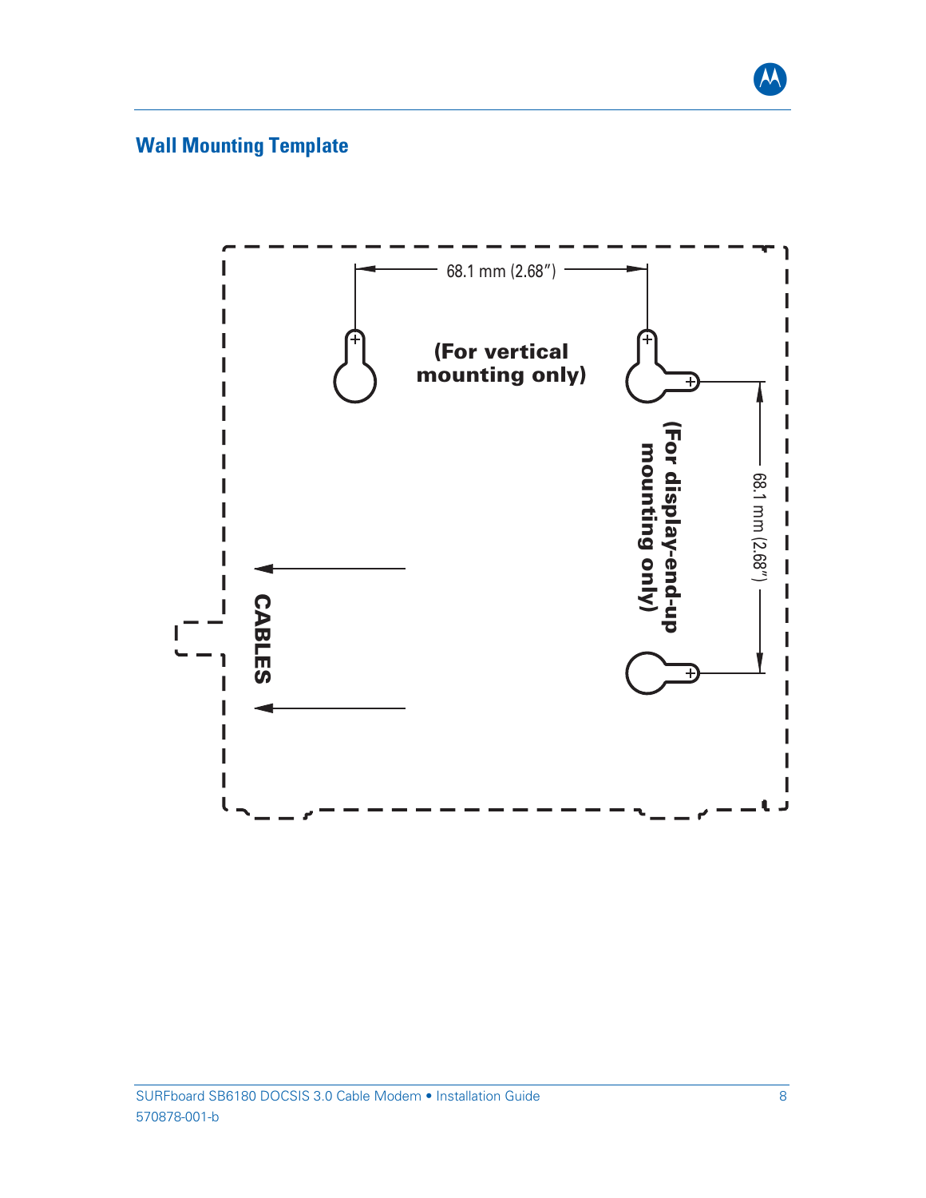## Wall Mounting Template

68.1 mm (2.68")

(For vertical mounting only)

(For display-end-up mounting only)

68.1 mm (2.68")

CABLES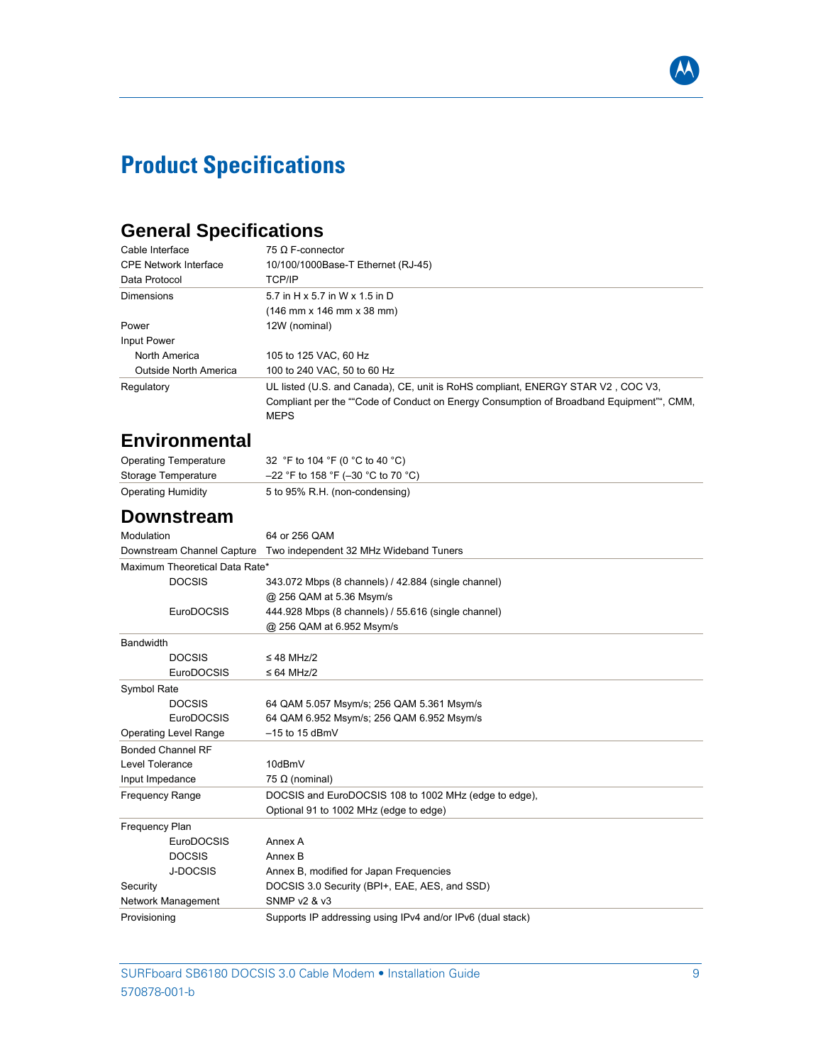# Product Specifications

## General Specifications

| | |
|---|---|
| Cable Interface | 75 Ω F-connector |
| CPE Network Interface | 10/100/1000Base-T Ethernet (RJ-45) |
| Data Protocol | TCP/IP |
| Dimensions | 5.7 in H x 5.7 in W x 1.5 in D<br>(146 mm x 146 mm x 38 mm) |
| Power | 12W (nominal) |
| Input Power | |
| North America | 105 to 125 VAC, 60 Hz |
| Outside North America | 100 to 240 VAC, 50 to 60 Hz |
| Regulatory | UL listed (U.S. and Canada), CE, unit is RoHS compliant, ENERGY STAR V2 , COC V3, Compliant per the ""Code of Conduct on Energy Consumption of Broadband Equipment"", CMM, MEPS |

## Environmental

| | |
|---|---|
| Operating Temperature | 32 °F to 104 °F (0 °C to 40 °C) |
| Storage Temperature | –22 °F to 158 °F (–30 °C to 70 °C) |
| Operating Humidity | 5 to 95% R.H. (non-condensing) |

## Downstream

| | |
|---|---|
| Modulation | 64 or 256 QAM |
| Downstream Channel Capture | Two independent 32 MHz Wideband Tuners |
| Maximum Theoretical Data Rate* | |
| DOCSIS | 343.072 Mbps (8 channels) / 42.884 (single channel)<br>@ 256 QAM at 5.36 Msym/s |
| EuroDOCSIS | 444.928 Mbps (8 channels) / 55.616 (single channel)<br>@ 256 QAM at 6.952 Msym/s |
| Bandwidth | |
| DOCSIS | ≤ 48 MHz/2 |
| EuroDOCSIS | ≤ 64 MHz/2 |
| Symbol Rate | |
| DOCSIS | 64 QAM 5.057 Msym/s; 256 QAM 5.361 Msym/s |
| EuroDOCSIS | 64 QAM 6.952 Msym/s; 256 QAM 6.952 Msym/s |
| Operating Level Range | –15 to 15 dBmV |
| Bonded Channel RF Level Tolerance | 10dBmV |
| Input Impedance | 75 Ω (nominal) |
| Frequency Range | DOCSIS and EuroDOCSIS 108 to 1002 MHz (edge to edge),<br>Optional 91 to 1002 MHz (edge to edge) |
| Frequency Plan | |
| EuroDOCSIS | Annex A |
| DOCSIS | Annex B |
| J-DOCSIS | Annex B, modified for Japan Frequencies |
| Security | DOCSIS 3.0 Security (BPI+, EAE, AES, and SSD) |
| Network Management | SNMP v2 & v3 |
| Provisioning | Supports IP addressing using IPv4 and/or IPv6 (dual stack) |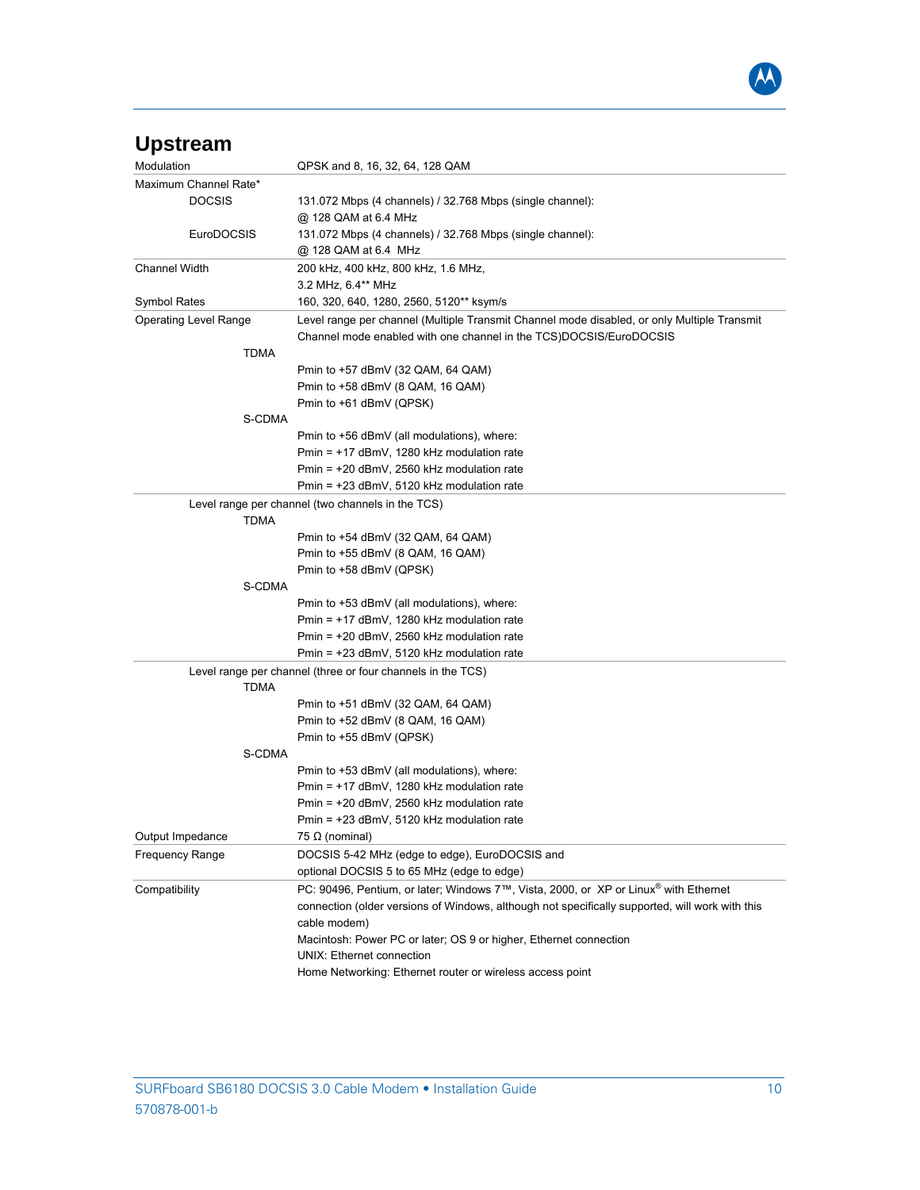## Upstream

| | |
|---|---|
| Modulation | QPSK and 8, 16, 32, 64, 128 QAM |
| Maximum Channel Rate* | |
| DOCSIS | 131.072 Mbps (4 channels) / 32.768 Mbps (single channel): @ 128 QAM at 6.4 MHz |
| EuroDOCSIS | 131.072 Mbps (4 channels) / 32.768 Mbps (single channel): @ 128 QAM at 6.4 MHz |
| Channel Width | 200 kHz, 400 kHz, 800 kHz, 1.6 MHz, 3.2 MHz, 6.4** MHz |
| Symbol Rates | 160, 320, 640, 1280, 2560, 5120** ksym/s |
| Operating Level Range | Level range per channel (Multiple Transmit Channel mode disabled, or only Multiple Transmit Channel mode enabled with one channel in the TCS)DOCSIS/EuroDOCSIS |
| TDMA | Pmin to +57 dBmV (32 QAM, 64 QAM)<br>Pmin to +58 dBmV (8 QAM, 16 QAM)<br>Pmin to +61 dBmV (QPSK) |
| S-CDMA | Pmin to +56 dBmV (all modulations), where:<br>Pmin = +17 dBmV, 1280 kHz modulation rate<br>Pmin = +20 dBmV, 2560 kHz modulation rate<br>Pmin = +23 dBmV, 5120 kHz modulation rate |
| Level range per channel (two channels in the TCS) | |
| TDMA | Pmin to +54 dBmV (32 QAM, 64 QAM)<br>Pmin to +55 dBmV (8 QAM, 16 QAM)<br>Pmin to +58 dBmV (QPSK) |
| S-CDMA | Pmin to +53 dBmV (all modulations), where:<br>Pmin = +17 dBmV, 1280 kHz modulation rate<br>Pmin = +20 dBmV, 2560 kHz modulation rate<br>Pmin = +23 dBmV, 5120 kHz modulation rate |
| Level range per channel (three or four channels in the TCS) | |
| TDMA | Pmin to +51 dBmV (32 QAM, 64 QAM)<br>Pmin to +52 dBmV (8 QAM, 16 QAM)<br>Pmin to +55 dBmV (QPSK) |
| S-CDMA | Pmin to +53 dBmV (all modulations), where:<br>Pmin = +17 dBmV, 1280 kHz modulation rate<br>Pmin = +20 dBmV, 2560 kHz modulation rate<br>Pmin = +23 dBmV, 5120 kHz modulation rate |
| Output Impedance | 75 Ω (nominal) |
| Frequency Range | DOCSIS 5-42 MHz (edge to edge), EuroDOCSIS and optional DOCSIS 5 to 65 MHz (edge to edge) |
| Compatibility | PC: 90496, Pentium, or later; Windows 7™, Vista, 2000, or XP or Linux® with Ethernet connection (older versions of Windows, although not specifically supported, will work with this cable modem)<br>Macintosh: Power PC or later; OS 9 or higher, Ethernet connection<br>UNIX: Ethernet connection<br>Home Networking: Ethernet router or wireless access point |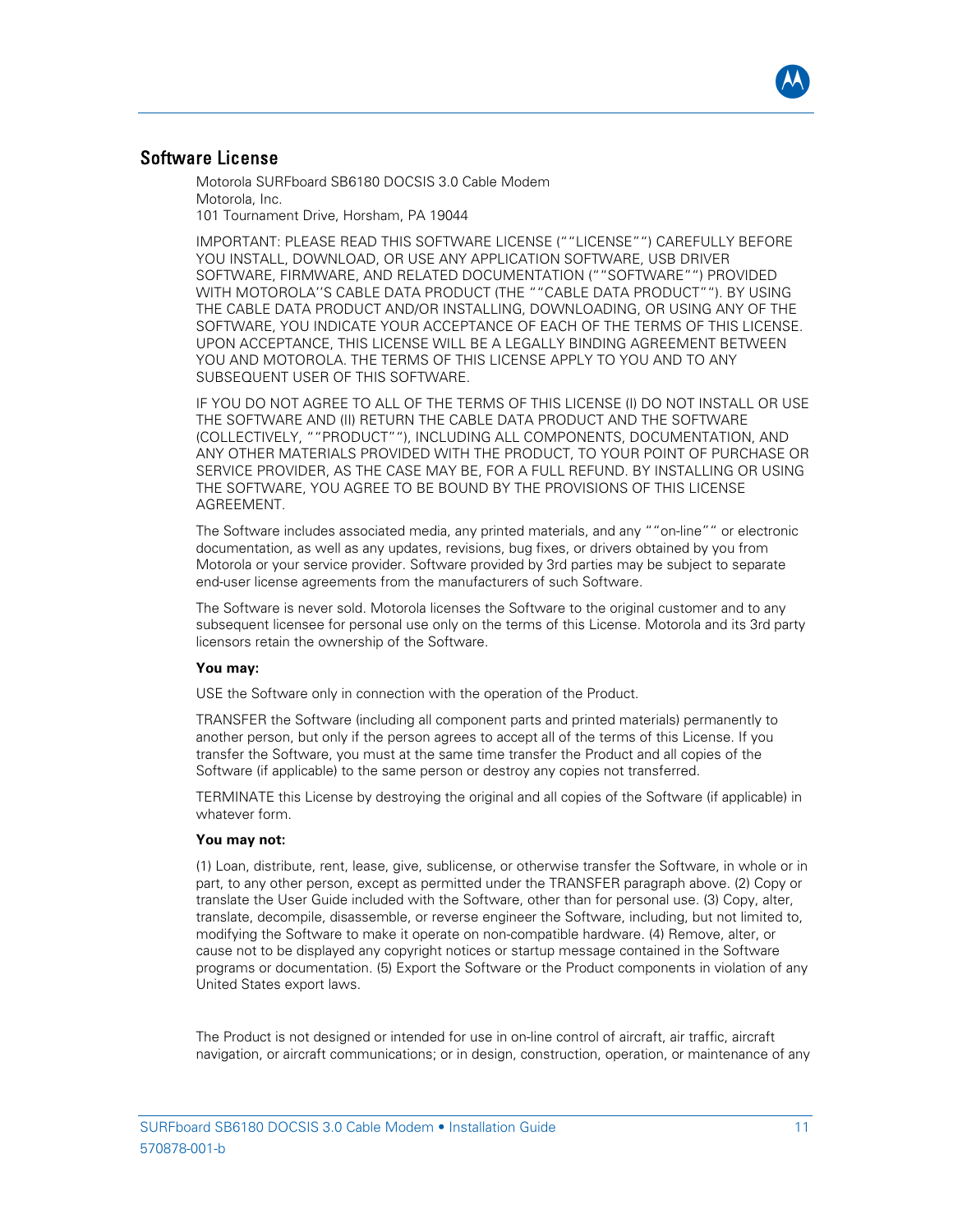## Software License

Motorola SURFboard SB6180 DOCSIS 3.0 Cable Modem
Motorola, Inc.
101 Tournament Drive, Horsham, PA 19044

IMPORTANT: PLEASE READ THIS SOFTWARE LICENSE (““LICENSE””) CAREFULLY BEFORE YOU INSTALL, DOWNLOAD, OR USE ANY APPLICATION SOFTWARE, USB DRIVER SOFTWARE, FIRMWARE, AND RELATED DOCUMENTATION (““SOFTWARE””) PROVIDED WITH MOTOROLA''S CABLE DATA PRODUCT (THE ““CABLE DATA PRODUCT””). BY USING THE CABLE DATA PRODUCT AND/OR INSTALLING, DOWNLOADING, OR USING ANY OF THE SOFTWARE, YOU INDICATE YOUR ACCEPTANCE OF EACH OF THE TERMS OF THIS LICENSE. UPON ACCEPTANCE, THIS LICENSE WILL BE A LEGALLY BINDING AGREEMENT BETWEEN YOU AND MOTOROLA. THE TERMS OF THIS LICENSE APPLY TO YOU AND TO ANY SUBSEQUENT USER OF THIS SOFTWARE.

IF YOU DO NOT AGREE TO ALL OF THE TERMS OF THIS LICENSE (I) DO NOT INSTALL OR USE THE SOFTWARE AND (II) RETURN THE CABLE DATA PRODUCT AND THE SOFTWARE (COLLECTIVELY, ““PRODUCT””), INCLUDING ALL COMPONENTS, DOCUMENTATION, AND ANY OTHER MATERIALS PROVIDED WITH THE PRODUCT, TO YOUR POINT OF PURCHASE OR SERVICE PROVIDER, AS THE CASE MAY BE, FOR A FULL REFUND. BY INSTALLING OR USING THE SOFTWARE, YOU AGREE TO BE BOUND BY THE PROVISIONS OF THIS LICENSE AGREEMENT.

The Software includes associated media, any printed materials, and any ““on-line”“ or electronic documentation, as well as any updates, revisions, bug fixes, or drivers obtained by you from Motorola or your service provider. Software provided by 3rd parties may be subject to separate end-user license agreements from the manufacturers of such Software.

The Software is never sold. Motorola licenses the Software to the original customer and to any subsequent licensee for personal use only on the terms of this License. Motorola and its 3rd party licensors retain the ownership of the Software.

**You may:**

USE the Software only in connection with the operation of the Product.

TRANSFER the Software (including all component parts and printed materials) permanently to another person, but only if the person agrees to accept all of the terms of this License. If you transfer the Software, you must at the same time transfer the Product and all copies of the Software (if applicable) to the same person or destroy any copies not transferred.

TERMINATE this License by destroying the original and all copies of the Software (if applicable) in whatever form.

**You may not:**

(1) Loan, distribute, rent, lease, give, sublicense, or otherwise transfer the Software, in whole or in part, to any other person, except as permitted under the TRANSFER paragraph above. (2) Copy or translate the User Guide included with the Software, other than for personal use. (3) Copy, alter, translate, decompile, disassemble, or reverse engineer the Software, including, but not limited to, modifying the Software to make it operate on non-compatible hardware. (4) Remove, alter, or cause not to be displayed any copyright notices or startup message contained in the Software programs or documentation. (5) Export the Software or the Product components in violation of any United States export laws.

The Product is not designed or intended for use in on-line control of aircraft, air traffic, aircraft navigation, or aircraft communications; or in design, construction, operation, or maintenance of any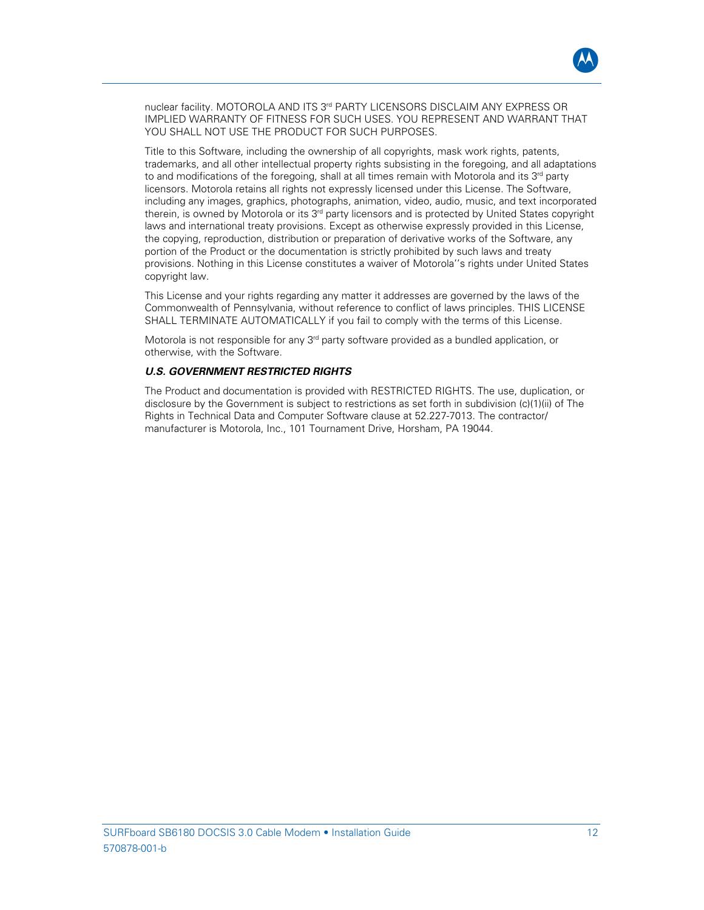nuclear facility. MOTOROLA AND ITS 3rd PARTY LICENSORS DISCLAIM ANY EXPRESS OR IMPLIED WARRANTY OF FITNESS FOR SUCH USES. YOU REPRESENT AND WARRANT THAT YOU SHALL NOT USE THE PRODUCT FOR SUCH PURPOSES.

Title to this Software, including the ownership of all copyrights, mask work rights, patents, trademarks, and all other intellectual property rights subsisting in the foregoing, and all adaptations to and modifications of the foregoing, shall at all times remain with Motorola and its 3rd party licensors. Motorola retains all rights not expressly licensed under this License. The Software, including any images, graphics, photographs, animation, video, audio, music, and text incorporated therein, is owned by Motorola or its 3rd party licensors and is protected by United States copyright laws and international treaty provisions. Except as otherwise expressly provided in this License, the copying, reproduction, distribution or preparation of derivative works of the Software, any portion of the Product or the documentation is strictly prohibited by such laws and treaty provisions. Nothing in this License constitutes a waiver of Motorola''s rights under United States copyright law.

This License and your rights regarding any matter it addresses are governed by the laws of the Commonwealth of Pennsylvania, without reference to conflict of laws principles. THIS LICENSE SHALL TERMINATE AUTOMATICALLY if you fail to comply with the terms of this License.

Motorola is not responsible for any 3rd party software provided as a bundled application, or otherwise, with the Software.

***U.S. GOVERNMENT RESTRICTED RIGHTS***

The Product and documentation is provided with RESTRICTED RIGHTS. The use, duplication, or disclosure by the Government is subject to restrictions as set forth in subdivision (c)(1)(ii) of The Rights in Technical Data and Computer Software clause at 52.227-7013. The contractor/ manufacturer is Motorola, Inc., 101 Tournament Drive, Horsham, PA 19044.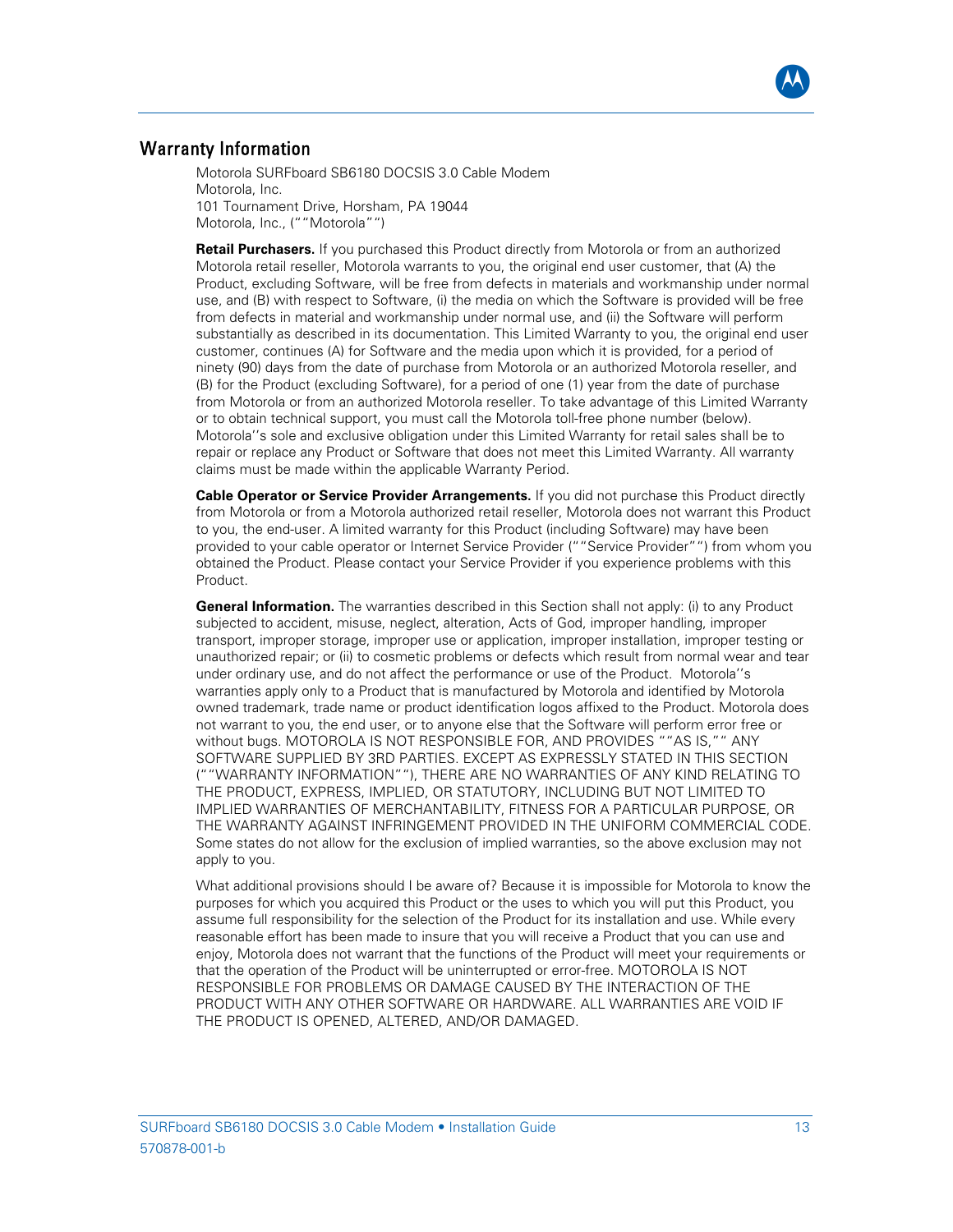## Warranty Information

Motorola SURFboard SB6180 DOCSIS 3.0 Cable Modem
Motorola, Inc.
101 Tournament Drive, Horsham, PA 19044
Motorola, Inc., (““Motorola””)

**Retail Purchasers.** If you purchased this Product directly from Motorola or from an authorized Motorola retail reseller, Motorola warrants to you, the original end user customer, that (A) the Product, excluding Software, will be free from defects in materials and workmanship under normal use, and (B) with respect to Software, (i) the media on which the Software is provided will be free from defects in material and workmanship under normal use, and (ii) the Software will perform substantially as described in its documentation. This Limited Warranty to you, the original end user customer, continues (A) for Software and the media upon which it is provided, for a period of ninety (90) days from the date of purchase from Motorola or an authorized Motorola reseller, and (B) for the Product (excluding Software), for a period of one (1) year from the date of purchase from Motorola or from an authorized Motorola reseller. To take advantage of this Limited Warranty or to obtain technical support, you must call the Motorola toll-free phone number (below). Motorola’’s sole and exclusive obligation under this Limited Warranty for retail sales shall be to repair or replace any Product or Software that does not meet this Limited Warranty. All warranty claims must be made within the applicable Warranty Period.

**Cable Operator or Service Provider Arrangements.** If you did not purchase this Product directly from Motorola or from a Motorola authorized retail reseller, Motorola does not warrant this Product to you, the end-user. A limited warranty for this Product (including Software) may have been provided to your cable operator or Internet Service Provider (““Service Provider””) from whom you obtained the Product. Please contact your Service Provider if you experience problems with this Product.

**General Information.** The warranties described in this Section shall not apply: (i) to any Product subjected to accident, misuse, neglect, alteration, Acts of God, improper handling, improper transport, improper storage, improper use or application, improper installation, improper testing or unauthorized repair; or (ii) to cosmetic problems or defects which result from normal wear and tear under ordinary use, and do not affect the performance or use of the Product. Motorola’’s warranties apply only to a Product that is manufactured by Motorola and identified by Motorola owned trademark, trade name or product identification logos affixed to the Product. Motorola does not warrant to you, the end user, or to anyone else that the Software will perform error free or without bugs. MOTOROLA IS NOT RESPONSIBLE FOR, AND PROVIDES ““AS IS,”” ANY SOFTWARE SUPPLIED BY 3RD PARTIES. EXCEPT AS EXPRESSLY STATED IN THIS SECTION (““WARRANTY INFORMATION””), THERE ARE NO WARRANTIES OF ANY KIND RELATING TO THE PRODUCT, EXPRESS, IMPLIED, OR STATUTORY, INCLUDING BUT NOT LIMITED TO IMPLIED WARRANTIES OF MERCHANTABILITY, FITNESS FOR A PARTICULAR PURPOSE, OR THE WARRANTY AGAINST INFRINGEMENT PROVIDED IN THE UNIFORM COMMERCIAL CODE. Some states do not allow for the exclusion of implied warranties, so the above exclusion may not apply to you.

What additional provisions should I be aware of? Because it is impossible for Motorola to know the purposes for which you acquired this Product or the uses to which you will put this Product, you assume full responsibility for the selection of the Product for its installation and use. While every reasonable effort has been made to insure that you will receive a Product that you can use and enjoy, Motorola does not warrant that the functions of the Product will meet your requirements or that the operation of the Product will be uninterrupted or error-free. MOTOROLA IS NOT RESPONSIBLE FOR PROBLEMS OR DAMAGE CAUSED BY THE INTERACTION OF THE PRODUCT WITH ANY OTHER SOFTWARE OR HARDWARE. ALL WARRANTIES ARE VOID IF THE PRODUCT IS OPENED, ALTERED, AND/OR DAMAGED.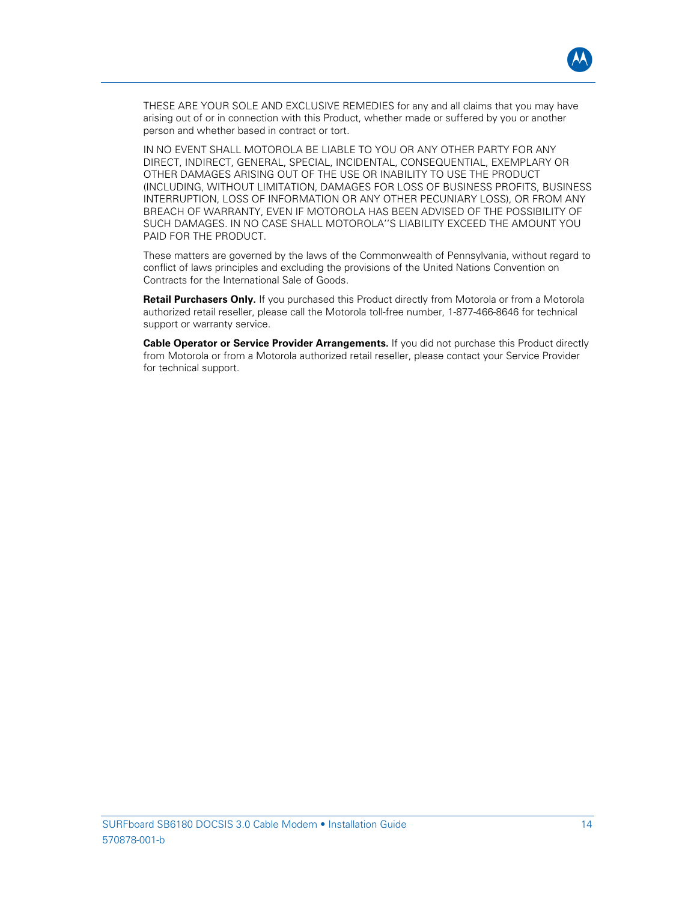THESE ARE YOUR SOLE AND EXCLUSIVE REMEDIES for any and all claims that you may have arising out of or in connection with this Product, whether made or suffered by you or another person and whether based in contract or tort.

IN NO EVENT SHALL MOTOROLA BE LIABLE TO YOU OR ANY OTHER PARTY FOR ANY DIRECT, INDIRECT, GENERAL, SPECIAL, INCIDENTAL, CONSEQUENTIAL, EXEMPLARY OR OTHER DAMAGES ARISING OUT OF THE USE OR INABILITY TO USE THE PRODUCT (INCLUDING, WITHOUT LIMITATION, DAMAGES FOR LOSS OF BUSINESS PROFITS, BUSINESS INTERRUPTION, LOSS OF INFORMATION OR ANY OTHER PECUNIARY LOSS), OR FROM ANY BREACH OF WARRANTY, EVEN IF MOTOROLA HAS BEEN ADVISED OF THE POSSIBILITY OF SUCH DAMAGES. IN NO CASE SHALL MOTOROLA''S LIABILITY EXCEED THE AMOUNT YOU PAID FOR THE PRODUCT.

These matters are governed by the laws of the Commonwealth of Pennsylvania, without regard to conflict of laws principles and excluding the provisions of the United Nations Convention on Contracts for the International Sale of Goods.

**Retail Purchasers Only.** If you purchased this Product directly from Motorola or from a Motorola authorized retail reseller, please call the Motorola toll-free number, 1-877-466-8646 for technical support or warranty service.

**Cable Operator or Service Provider Arrangements.** If you did not purchase this Product directly from Motorola or from a Motorola authorized retail reseller, please contact your Service Provider for technical support.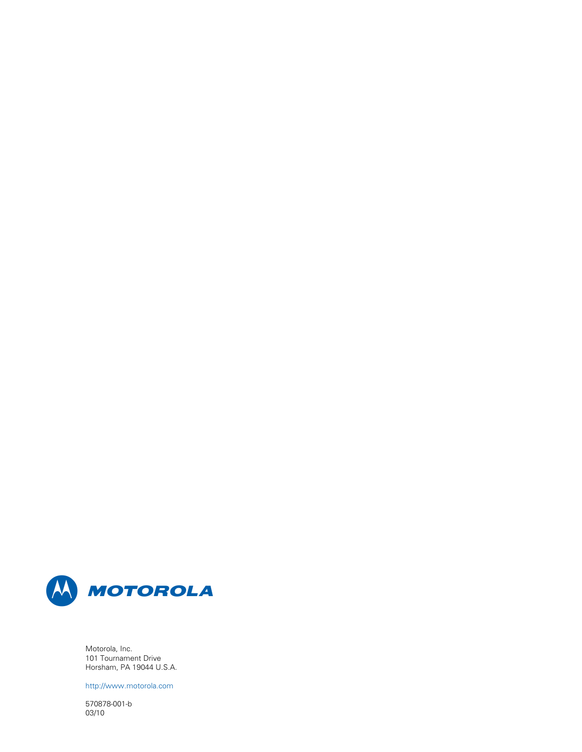MOTOROLA

Motorola, Inc.
101 Tournament Drive
Horsham, PA 19044 U.S.A.

http://www.motorola.com

570878-001-b
03/10